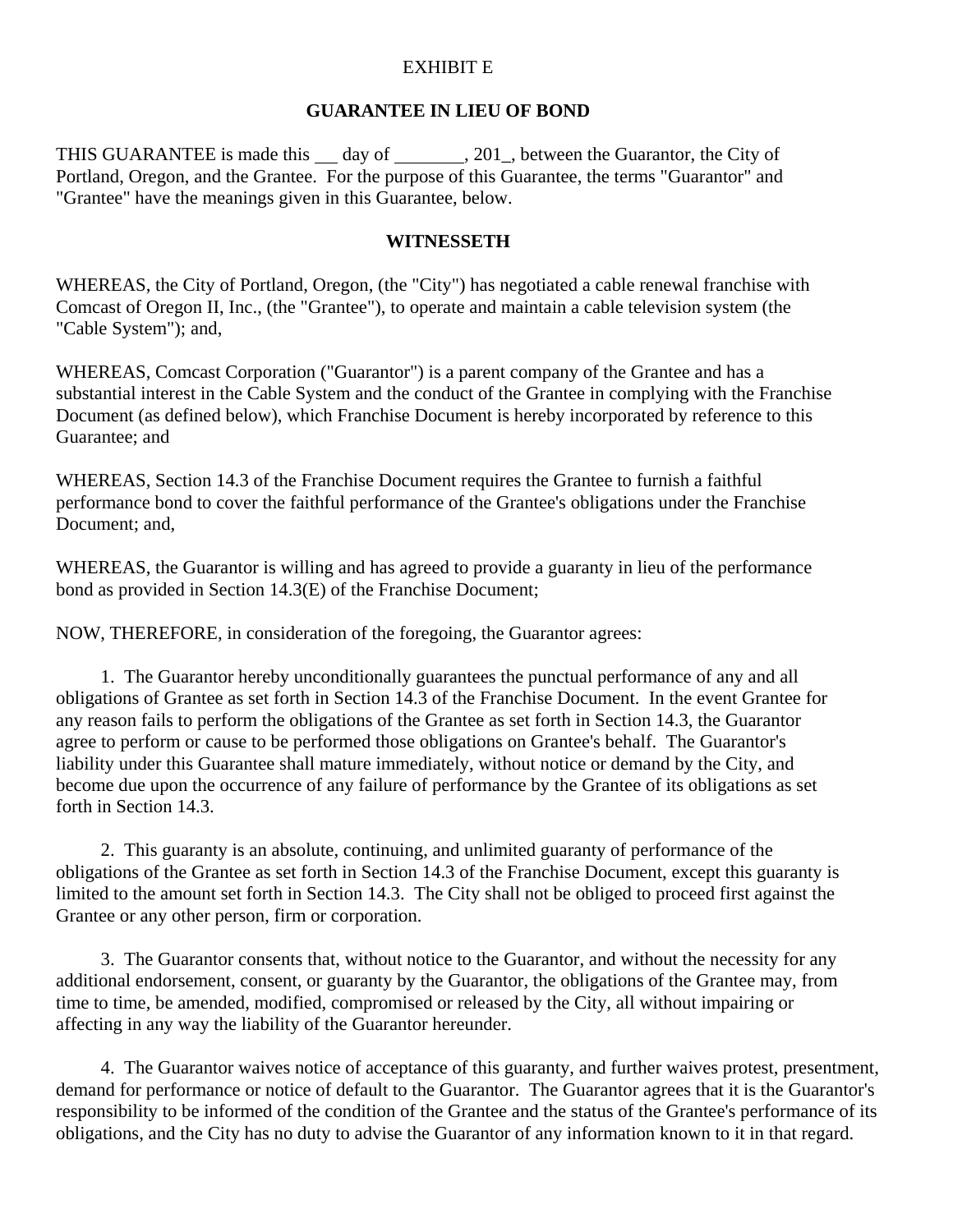EXHIBIT E

**GUARANTEE IN LIEU OF BOND**

THIS GUARANTEE is made this __ day of ________, 201_, between the Guarantor, the City of Portland, Oregon, and the Grantee. For the purpose of this Guarantee, the terms "Guarantor" and "Grantee" have the meanings given in this Guarantee, below.

**WITNESSETH**

WHEREAS, the City of Portland, Oregon, (the "City") has negotiated a cable renewal franchise with Comcast of Oregon II, Inc., (the "Grantee"), to operate and maintain a cable television system (the "Cable System"); and,

WHEREAS, Comcast Corporation ("Guarantor") is a parent company of the Grantee and has a substantial interest in the Cable System and the conduct of the Grantee in complying with the Franchise Document (as defined below), which Franchise Document is hereby incorporated by reference to this Guarantee; and

WHEREAS, Section 14.3 of the Franchise Document requires the Grantee to furnish a faithful performance bond to cover the faithful performance of the Grantee's obligations under the Franchise Document; and,

WHEREAS, the Guarantor is willing and has agreed to provide a guaranty in lieu of the performance bond as provided in Section 14.3(E) of the Franchise Document;

NOW, THEREFORE, in consideration of the foregoing, the Guarantor agrees:

1. The Guarantor hereby unconditionally guarantees the punctual performance of any and all obligations of Grantee as set forth in Section 14.3 of the Franchise Document. In the event Grantee for any reason fails to perform the obligations of the Grantee as set forth in Section 14.3, the Guarantor agree to perform or cause to be performed those obligations on Grantee's behalf. The Guarantor's liability under this Guarantee shall mature immediately, without notice or demand by the City, and become due upon the occurrence of any failure of performance by the Grantee of its obligations as set forth in Section 14.3.

2. This guaranty is an absolute, continuing, and unlimited guaranty of performance of the obligations of the Grantee as set forth in Section 14.3 of the Franchise Document, except this guaranty is limited to the amount set forth in Section 14.3. The City shall not be obliged to proceed first against the Grantee or any other person, firm or corporation.

3. The Guarantor consents that, without notice to the Guarantor, and without the necessity for any additional endorsement, consent, or guaranty by the Guarantor, the obligations of the Grantee may, from time to time, be amended, modified, compromised or released by the City, all without impairing or affecting in any way the liability of the Guarantor hereunder.

4. The Guarantor waives notice of acceptance of this guaranty, and further waives protest, presentment, demand for performance or notice of default to the Guarantor. The Guarantor agrees that it is the Guarantor's responsibility to be informed of the condition of the Grantee and the status of the Grantee's performance of its obligations, and the City has no duty to advise the Guarantor of any information known to it in that regard.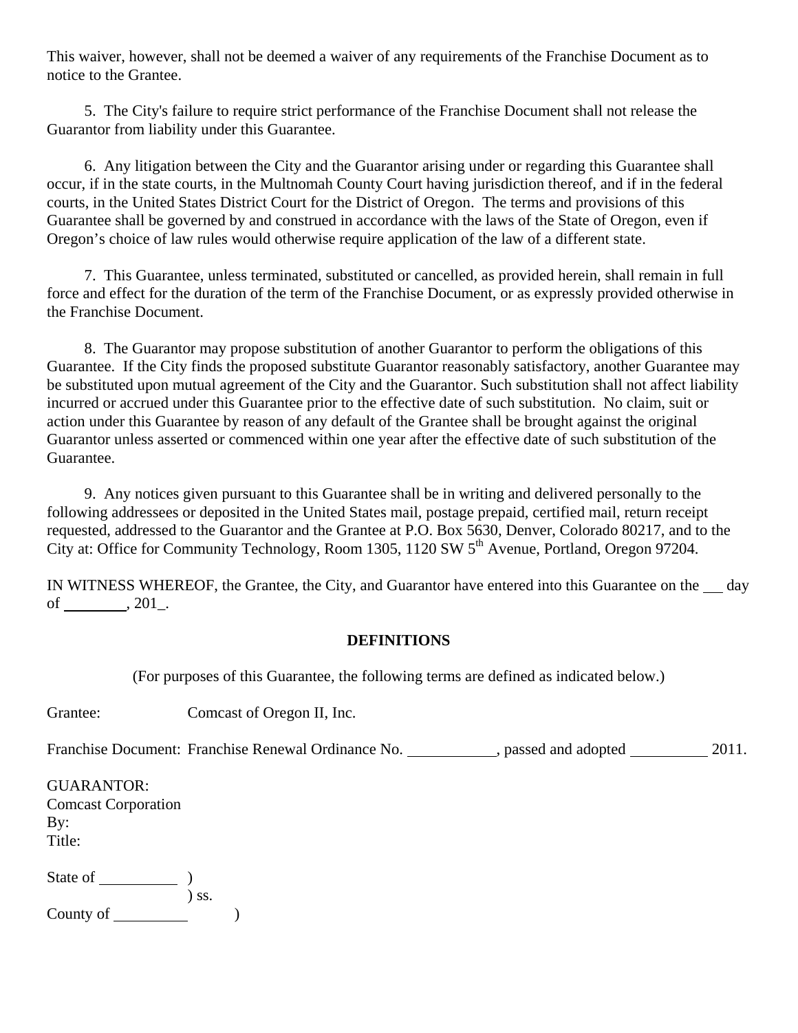This waiver, however, shall not be deemed a waiver of any requirements of the Franchise Document as to notice to the Grantee.

5. The City's failure to require strict performance of the Franchise Document shall not release the Guarantor from liability under this Guarantee.

6. Any litigation between the City and the Guarantor arising under or regarding this Guarantee shall occur, if in the state courts, in the Multnomah County Court having jurisdiction thereof, and if in the federal courts, in the United States District Court for the District of Oregon. The terms and provisions of this Guarantee shall be governed by and construed in accordance with the laws of the State of Oregon, even if Oregon's choice of law rules would otherwise require application of the law of a different state.

7. This Guarantee, unless terminated, substituted or cancelled, as provided herein, shall remain in full force and effect for the duration of the term of the Franchise Document, or as expressly provided otherwise in the Franchise Document.

8. The Guarantor may propose substitution of another Guarantor to perform the obligations of this Guarantee. If the City finds the proposed substitute Guarantor reasonably satisfactory, another Guarantee may be substituted upon mutual agreement of the City and the Guarantor. Such substitution shall not affect liability incurred or accrued under this Guarantee prior to the effective date of such substitution. No claim, suit or action under this Guarantee by reason of any default of the Grantee shall be brought against the original Guarantor unless asserted or commenced within one year after the effective date of such substitution of the Guarantee.

9. Any notices given pursuant to this Guarantee shall be in writing and delivered personally to the following addressees or deposited in the United States mail, postage prepaid, certified mail, return receipt requested, addressed to the Guarantor and the Grantee at P.O. Box 5630, Denver, Colorado 80217, and to the City at: Office for Community Technology, Room 1305, 1120 SW 5th Avenue, Portland, Oregon 97204.

IN WITNESS WHEREOF, the Grantee, the City, and Guarantor have entered into this Guarantee on the ___ day of ________, 201_.

**DEFINITIONS**

(For purposes of this Guarantee, the following terms are defined as indicated below.)

Grantee: Comcast of Oregon II, Inc.

Franchise Document: Franchise Renewal Ordinance No. ___________, passed and adopted __________ 2011.

GUARANTOR:
Comcast Corporation
By:
Title:

State of __________ )
) ss.
County of __________ )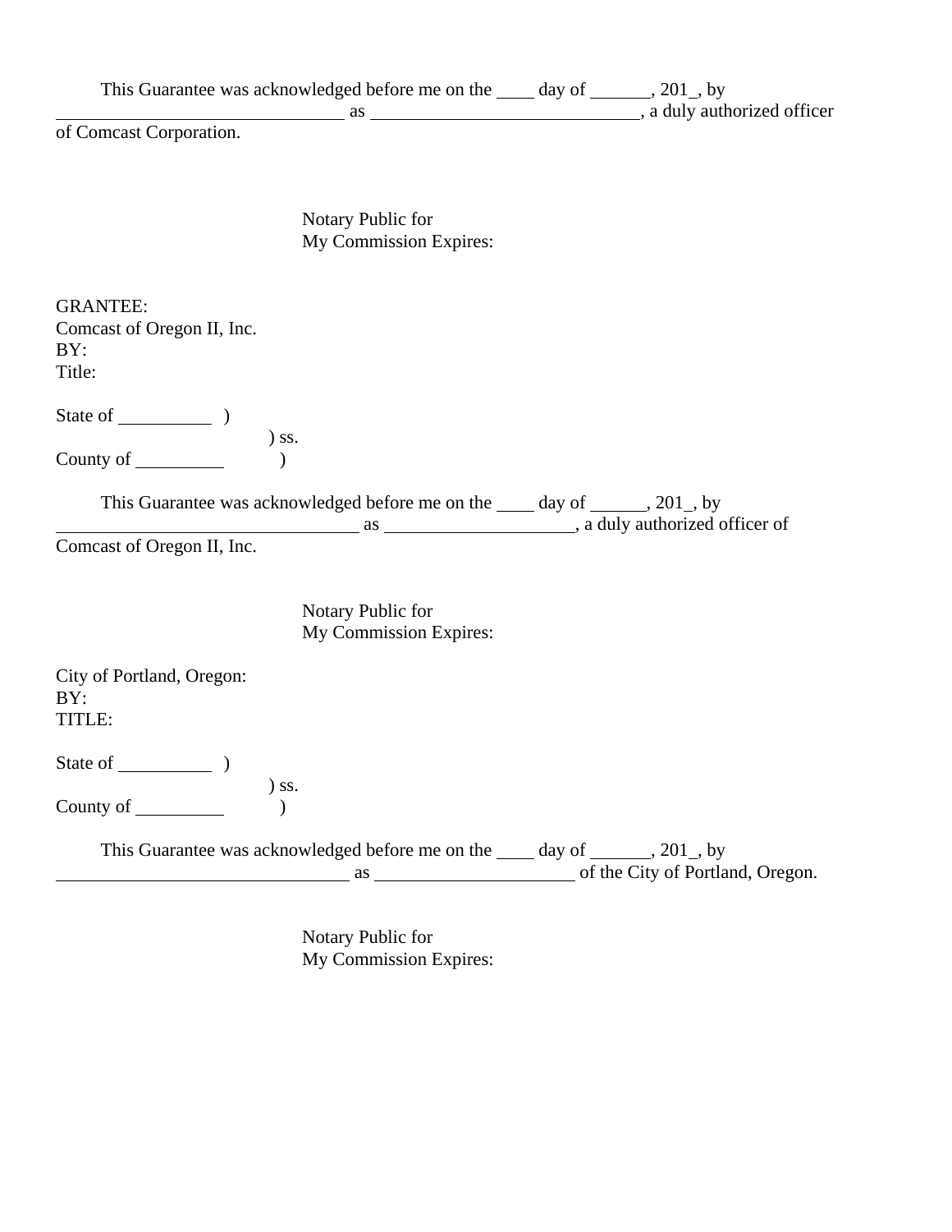This Guarantee was acknowledged before me on the ____ day of _______, 201_, by ________________________________ as ______________________________, a duly authorized officer of Comcast Corporation.

Notary Public for
My Commission Expires:

GRANTEE:
Comcast of Oregon II, Inc.
BY:
Title:

State of __________ )
) ss.
County of _________ )

This Guarantee was acknowledged before me on the ____ day of ______, 201_, by ________________________________ as _____________________, a duly authorized officer of Comcast of Oregon II, Inc.

Notary Public for
My Commission Expires:

City of Portland, Oregon:
BY:
TITLE:

State of __________ )
) ss.
County of _________ )

This Guarantee was acknowledged before me on the ____ day of _______, 201_, by ________________________________ as ______________________ of the City of Portland, Oregon.

Notary Public for
My Commission Expires: